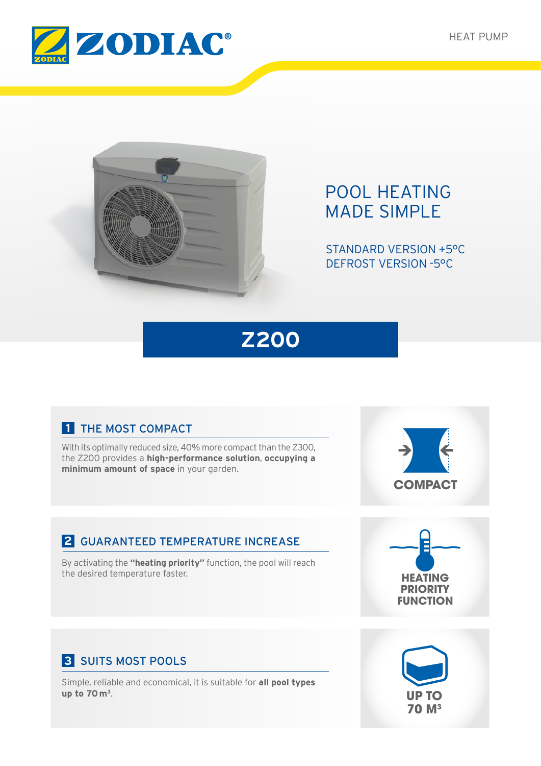ZODIAC®

HEAT PUMP

# POOL HEATING MADE SIMPLE

STANDARD VERSION +5°C
DEFROST VERSION -5°C

# Z200

## 1 THE MOST COMPACT

With its optimally reduced size, 40% more compact than the Z300, the Z200 provides a **high-performance solution**, **occupying a minimum amount of space** in your garden.

COMPACT

## 2 GUARANTEED TEMPERATURE INCREASE

By activating the **"heating priority"** function, the pool will reach the desired temperature faster.

HEATING PRIORITY FUNCTION

## 3 SUITS MOST POOLS

Simple, reliable and economical, it is suitable for **all pool types up to 70 m³**.

UP TO 70 M³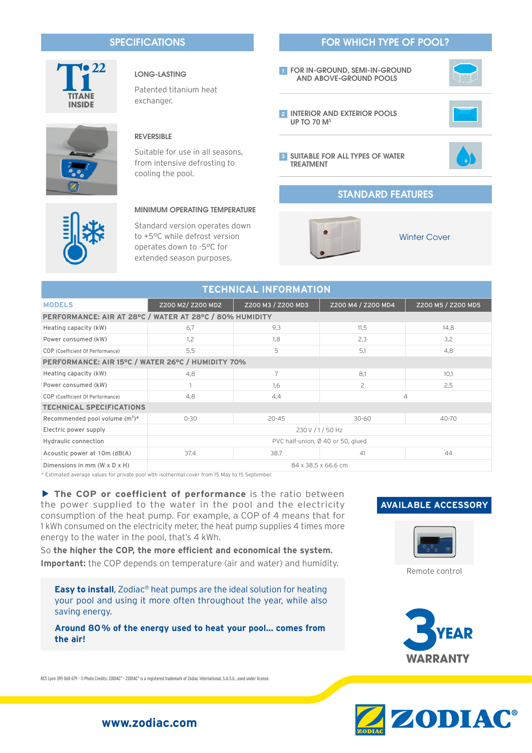## SPECIFICATIONS

Ti 22 TITANE INSIDE

**LONG-LASTING**

Patented titanium heat exchanger.

**REVERSIBLE**

Suitable for use in all seasons, from intensive defrosting to cooling the pool.

**MINIMUM OPERATING TEMPERATURE**

Standard version operates down to +5°C while defrost version operates down to -5°C for extended season purposes.

## FOR WHICH TYPE OF POOL?

1 FOR IN-GROUND, SEMI-IN-GROUND AND ABOVE-GROUND POOLS

2 INTERIOR AND EXTERIOR POOLS UP TO 70 M³

3 SUITABLE FOR ALL TYPES OF WATER TREATMENT

## STANDARD FEATURES

Winter Cover

## TECHNICAL INFORMATION

| MODELS | Z200 M2/ Z200 MD2 | Z200 M3 / Z200 MD3 | Z200 M4 / Z200 MD4 | Z200 M5 / Z200 MD5 |
|---|---|---|---|---|
| **PERFORMANCE: AIR AT 28°C / WATER AT 28°C / 80% HUMIDITY** | | | | |
| Heating capacity (kW) | 6,7 | 9,3 | 11,5 | 14,8 |
| Power consumed (kW) | 1,2 | 1,8 | 2,3 | 3,2 |
| COP (Coefficient Of Performance) | 5,5 | 5 | 5,1 | 4,8 |
| **PERFORMANCE: AIR 15°C / WATER 26°C / HUMIDITY 70%** | | | | |
| Heating capacity (kW) | 4,8 | 7 | 8,1 | 10,1 |
| Power consumed (kW) | 1 | 1,6 | 2 | 2,5 |
| COP (Coefficient Of Performance) | 4,8 | 4,4 | 4 | |
| **TECHNICAL SPECIFICATIONS** | | | | |
| Recommended pool volume (m³)* | 0-30 | 20-45 | 30-60 | 40-70 |
| Electric power supply | 230 V / 1 / 50 Hz | | | |
| Hydraulic connection | PVC half-union, Ø 40 or 50, glued | | | |
| Acoustic power at 10m (dB(A) | 37.4 | 38.7 | 41 | 44 |
| Dimensions in mm (W x D x H) | 84 x 38.5 x 66.6 cm | | | |

\* Estimated average values for private pool with isothermal cover from 15 May to 15 September.

▶ **The COP or coefficient of performance** is the ratio between the power supplied to the water in the pool and the electricity consumption of the heat pump. For example, a COP of 4 means that for 1 kWh consumed on the electricity meter, the heat pump supplies 4 times more energy to the water in the pool, that's 4 kWh.

So **the higher the COP, the more efficient and economical the system.**

**Important:** the COP depends on temperature (air and water) and humidity.

**Easy to install**, Zodiac® heat pumps are the ideal solution for heating your pool and using it more often throughout the year, while also saving energy.

**Around 80% of the energy used to heat your pool... comes from the air!**

## AVAILABLE ACCESSORY

Remote control

3 YEAR WARRANTY

RCS Lyon 395 068 679 - © Photo Credits: ZODIAC® - ZODIAC® is a registered trademark of Zodiac International, S.A.S.U., used under license.

www.zodiac.com

ZODIAC®